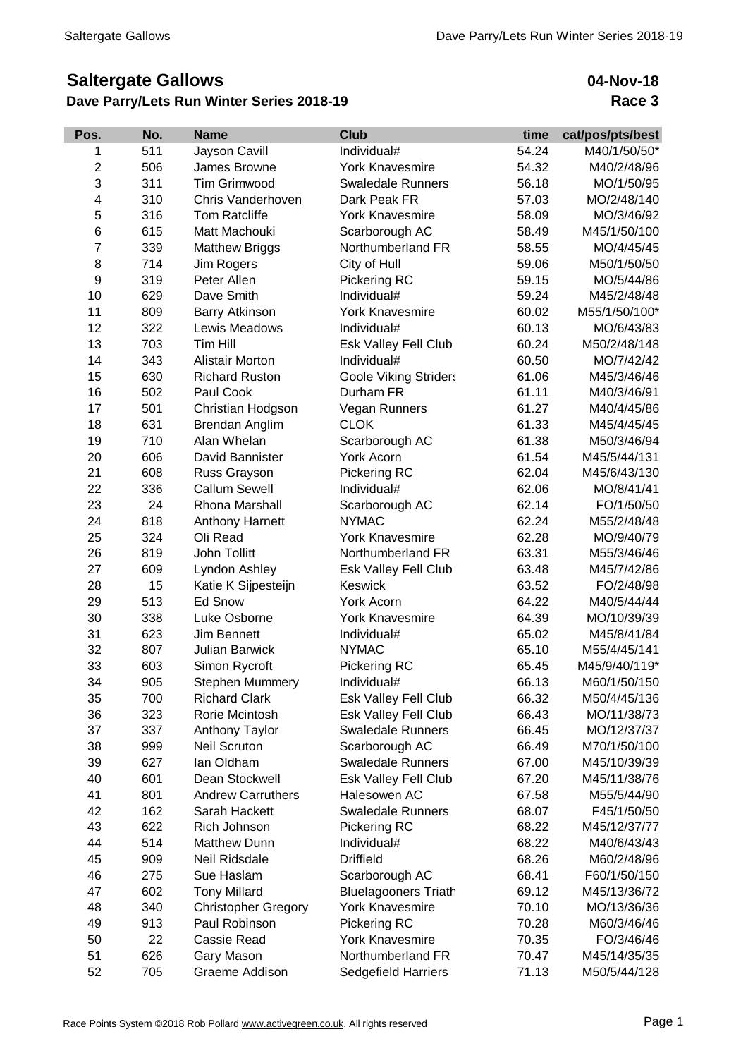# Saltergate Gallows

**Dave Parry/Lets Run Winter Series 2018-19**

**04-Nov-18**
**Race 3**

| Pos. | No. | Name | Club | time | cat/pos/pts/best |
|---|---|---|---|---|---|
| 1 | 511 | Jayson Cavill | Individual# | 54.24 | M40/1/50/50* |
| 2 | 506 | James Browne | York Knavesmire | 54.32 | M40/2/48/96 |
| 3 | 311 | Tim Grimwood | Swaledale Runners | 56.18 | MO/1/50/95 |
| 4 | 310 | Chris Vanderhoven | Dark Peak FR | 57.03 | MO/2/48/140 |
| 5 | 316 | Tom Ratcliffe | York Knavesmire | 58.09 | MO/3/46/92 |
| 6 | 615 | Matt Machouki | Scarborough AC | 58.49 | M45/1/50/100 |
| 7 | 339 | Matthew Briggs | Northumberland FR | 58.55 | MO/4/45/45 |
| 8 | 714 | Jim Rogers | City of Hull | 59.06 | M50/1/50/50 |
| 9 | 319 | Peter Allen | Pickering RC | 59.15 | MO/5/44/86 |
| 10 | 629 | Dave Smith | Individual# | 59.24 | M45/2/48/48 |
| 11 | 809 | Barry Atkinson | York Knavesmire | 60.02 | M55/1/50/100* |
| 12 | 322 | Lewis Meadows | Individual# | 60.13 | MO/6/43/83 |
| 13 | 703 | Tim Hill | Esk Valley Fell Club | 60.24 | M50/2/48/148 |
| 14 | 343 | Alistair Morton | Individual# | 60.50 | MO/7/42/42 |
| 15 | 630 | Richard Ruston | Goole Viking Striders | 61.06 | M45/3/46/46 |
| 16 | 502 | Paul Cook | Durham FR | 61.11 | M40/3/46/91 |
| 17 | 501 | Christian Hodgson | Vegan Runners | 61.27 | M40/4/45/86 |
| 18 | 631 | Brendan Anglim | CLOK | 61.33 | M45/4/45/45 |
| 19 | 710 | Alan Whelan | Scarborough AC | 61.38 | M50/3/46/94 |
| 20 | 606 | David Bannister | York Acorn | 61.54 | M45/5/44/131 |
| 21 | 608 | Russ Grayson | Pickering RC | 62.04 | M45/6/43/130 |
| 22 | 336 | Callum Sewell | Individual# | 62.06 | MO/8/41/41 |
| 23 | 24 | Rhona Marshall | Scarborough AC | 62.14 | FO/1/50/50 |
| 24 | 818 | Anthony Harnett | NYMAC | 62.24 | M55/2/48/48 |
| 25 | 324 | Oli Read | York Knavesmire | 62.28 | MO/9/40/79 |
| 26 | 819 | John Tollitt | Northumberland FR | 63.31 | M55/3/46/46 |
| 27 | 609 | Lyndon Ashley | Esk Valley Fell Club | 63.48 | M45/7/42/86 |
| 28 | 15 | Katie K Sijpesteijn | Keswick | 63.52 | FO/2/48/98 |
| 29 | 513 | Ed Snow | York Acorn | 64.22 | M40/5/44/44 |
| 30 | 338 | Luke Osborne | York Knavesmire | 64.39 | MO/10/39/39 |
| 31 | 623 | Jim Bennett | Individual# | 65.02 | M45/8/41/84 |
| 32 | 807 | Julian Barwick | NYMAC | 65.10 | M55/4/45/141 |
| 33 | 603 | Simon Rycroft | Pickering RC | 65.45 | M45/9/40/119* |
| 34 | 905 | Stephen Mummery | Individual# | 66.13 | M60/1/50/150 |
| 35 | 700 | Richard Clark | Esk Valley Fell Club | 66.32 | M50/4/45/136 |
| 36 | 323 | Rorie Mcintosh | Esk Valley Fell Club | 66.43 | MO/11/38/73 |
| 37 | 337 | Anthony Taylor | Swaledale Runners | 66.45 | MO/12/37/37 |
| 38 | 999 | Neil Scruton | Scarborough AC | 66.49 | M70/1/50/100 |
| 39 | 627 | Ian Oldham | Swaledale Runners | 67.00 | M45/10/39/39 |
| 40 | 601 | Dean Stockwell | Esk Valley Fell Club | 67.20 | M45/11/38/76 |
| 41 | 801 | Andrew Carruthers | Halesowen AC | 67.58 | M55/5/44/90 |
| 42 | 162 | Sarah Hackett | Swaledale Runners | 68.07 | F45/1/50/50 |
| 43 | 622 | Rich Johnson | Pickering RC | 68.22 | M45/12/37/77 |
| 44 | 514 | Matthew Dunn | Individual# | 68.22 | M40/6/43/43 |
| 45 | 909 | Neil Ridsdale | Driffield | 68.26 | M60/2/48/96 |
| 46 | 275 | Sue Haslam | Scarborough AC | 68.41 | F60/1/50/150 |
| 47 | 602 | Tony Millard | Bluelagooners Triath | 69.12 | M45/13/36/72 |
| 48 | 340 | Christopher Gregory | York Knavesmire | 70.10 | MO/13/36/36 |
| 49 | 913 | Paul Robinson | Pickering RC | 70.28 | M60/3/46/46 |
| 50 | 22 | Cassie Read | York Knavesmire | 70.35 | FO/3/46/46 |
| 51 | 626 | Gary Mason | Northumberland FR | 70.47 | M45/14/35/35 |
| 52 | 705 | Graeme Addison | Sedgefield Harriers | 71.13 | M50/5/44/128 |

Race Points System ©2018 Rob Pollard www.activegreen.co.uk, All rights reserved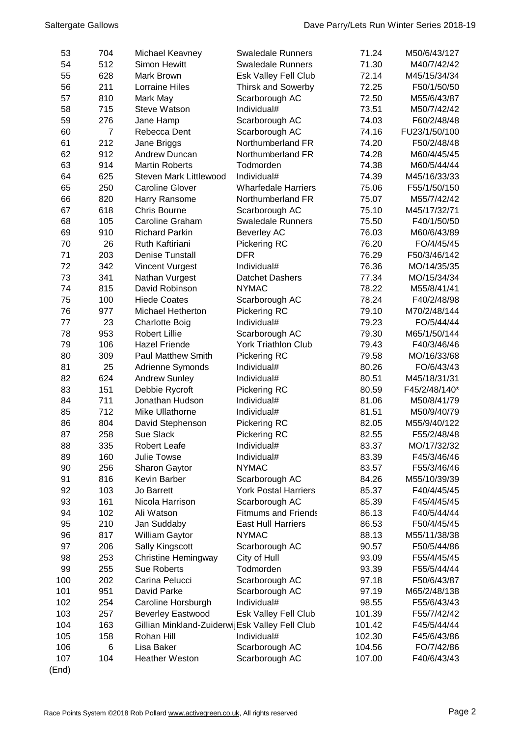| | | | | | |
|---|---|---|---|---|---|
| 53 | 704 | Michael Keavney | Swaledale Runners | 71.24 | M50/6/43/127 |
| 54 | 512 | Simon Hewitt | Swaledale Runners | 71.30 | M40/7/42/42 |
| 55 | 628 | Mark Brown | Esk Valley Fell Club | 72.14 | M45/15/34/34 |
| 56 | 211 | Lorraine Hiles | Thirsk and Sowerby | 72.25 | F50/1/50/50 |
| 57 | 810 | Mark May | Scarborough AC | 72.50 | M55/6/43/87 |
| 58 | 715 | Steve Watson | Individual# | 73.51 | M50/7/42/42 |
| 59 | 276 | Jane Hamp | Scarborough AC | 74.03 | F60/2/48/48 |
| 60 | 7 | Rebecca Dent | Scarborough AC | 74.16 | FU23/1/50/100 |
| 61 | 212 | Jane Briggs | Northumberland FR | 74.20 | F50/2/48/48 |
| 62 | 912 | Andrew Duncan | Northumberland FR | 74.28 | M60/4/45/45 |
| 63 | 914 | Martin Roberts | Todmorden | 74.38 | M60/5/44/44 |
| 64 | 625 | Steven Mark Littlewood | Individual# | 74.39 | M45/16/33/33 |
| 65 | 250 | Caroline Glover | Wharfedale Harriers | 75.06 | F55/1/50/150 |
| 66 | 820 | Harry Ransome | Northumberland FR | 75.07 | M55/7/42/42 |
| 67 | 618 | Chris Bourne | Scarborough AC | 75.10 | M45/17/32/71 |
| 68 | 105 | Caroline Graham | Swaledale Runners | 75.50 | F40/1/50/50 |
| 69 | 910 | Richard Parkin | Beverley AC | 76.03 | M60/6/43/89 |
| 70 | 26 | Ruth Kaftiriani | Pickering RC | 76.20 | FO/4/45/45 |
| 71 | 203 | Denise Tunstall | DFR | 76.29 | F50/3/46/142 |
| 72 | 342 | Vincent Vurgest | Individual# | 76.36 | MO/14/35/35 |
| 73 | 341 | Nathan Vurgest | Datchet Dashers | 77.34 | MO/15/34/34 |
| 74 | 815 | David Robinson | NYMAC | 78.22 | M55/8/41/41 |
| 75 | 100 | Hiede Coates | Scarborough AC | 78.24 | F40/2/48/98 |
| 76 | 977 | Michael Hetherton | Pickering RC | 79.10 | M70/2/48/144 |
| 77 | 23 | Charlotte Boig | Individual# | 79.23 | FO/5/44/44 |
| 78 | 953 | Robert Lillie | Scarborough AC | 79.30 | M65/1/50/144 |
| 79 | 106 | Hazel Friende | York Triathlon Club | 79.43 | F40/3/46/46 |
| 80 | 309 | Paul Matthew Smith | Pickering RC | 79.58 | MO/16/33/68 |
| 81 | 25 | Adrienne Symonds | Individual# | 80.26 | FO/6/43/43 |
| 82 | 624 | Andrew Sunley | Individual# | 80.51 | M45/18/31/31 |
| 83 | 151 | Debbie Rycroft | Pickering RC | 80.59 | F45/2/48/140* |
| 84 | 711 | Jonathan Hudson | Individual# | 81.06 | M50/8/41/79 |
| 85 | 712 | Mike Ullathorne | Individual# | 81.51 | M50/9/40/79 |
| 86 | 804 | David Stephenson | Pickering RC | 82.05 | M55/9/40/122 |
| 87 | 258 | Sue Slack | Pickering RC | 82.55 | F55/2/48/48 |
| 88 | 335 | Robert Leafe | Individual# | 83.37 | MO/17/32/32 |
| 89 | 160 | Julie Towse | Individual# | 83.39 | F45/3/46/46 |
| 90 | 256 | Sharon Gaytor | NYMAC | 83.57 | F55/3/46/46 |
| 91 | 816 | Kevin Barber | Scarborough AC | 84.26 | M55/10/39/39 |
| 92 | 103 | Jo Barrett | York Postal Harriers | 85.37 | F40/4/45/45 |
| 93 | 161 | Nicola Harrison | Scarborough AC | 85.39 | F45/4/45/45 |
| 94 | 102 | Ali Watson | Fitmums and Friends | 86.13 | F40/5/44/44 |
| 95 | 210 | Jan Suddaby | East Hull Harriers | 86.53 | F50/4/45/45 |
| 96 | 817 | William Gaytor | NYMAC | 88.13 | M55/11/38/38 |
| 97 | 206 | Sally Kingscott | Scarborough AC | 90.57 | F50/5/44/86 |
| 98 | 253 | Christine Hemingway | City of Hull | 93.09 | F55/4/45/45 |
| 99 | 255 | Sue Roberts | Todmorden | 93.39 | F55/5/44/44 |
| 100 | 202 | Carina Pelucci | Scarborough AC | 97.18 | F50/6/43/87 |
| 101 | 951 | David Parke | Scarborough AC | 97.19 | M65/2/48/138 |
| 102 | 254 | Caroline Horsburgh | Individual# | 98.55 | F55/6/43/43 |
| 103 | 257 | Beverley Eastwood | Esk Valley Fell Club | 101.39 | F55/7/42/42 |
| 104 | 163 | Gillian Minkland-Zuiderwi | Esk Valley Fell Club | 101.42 | F45/5/44/44 |
| 105 | 158 | Rohan Hill | Individual# | 102.30 | F45/6/43/86 |
| 106 | 6 | Lisa Baker | Scarborough AC | 104.56 | FO/7/42/86 |
| 107 | 104 | Heather Weston | Scarborough AC | 107.00 | F40/6/43/43 |

(End)

Race Points System ©2018 Rob Pollard www.activegreen.co.uk, All rights reserved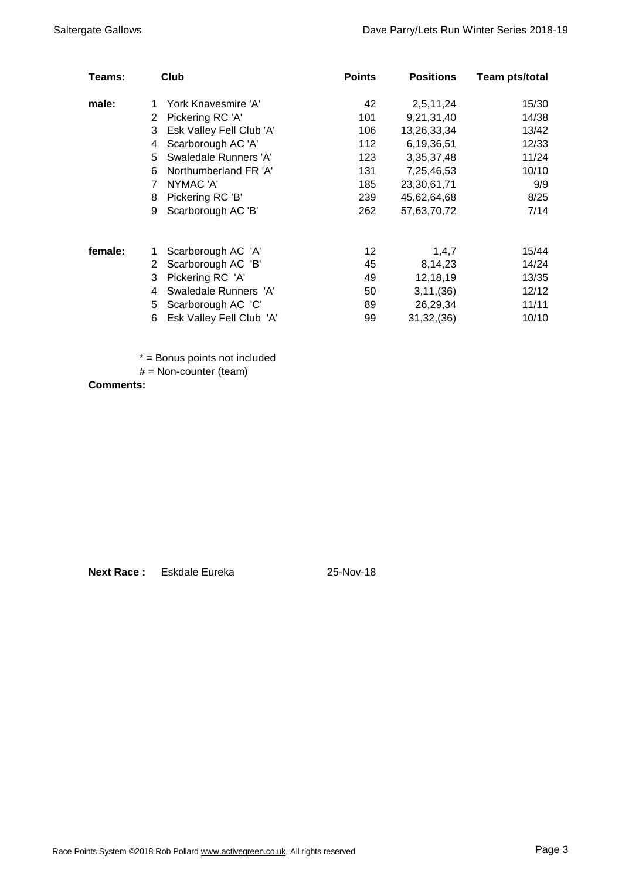| Teams: | | Club | Points | Positions | Team pts/total |
|---|---|---|---|---|---|
| male: | 1 | York Knavesmire 'A' | 42 | 2,5,11,24 | 15/30 |
| | 2 | Pickering RC 'A' | 101 | 9,21,31,40 | 14/38 |
| | 3 | Esk Valley Fell Club 'A' | 106 | 13,26,33,34 | 13/42 |
| | 4 | Scarborough AC 'A' | 112 | 6,19,36,51 | 12/33 |
| | 5 | Swaledale Runners 'A' | 123 | 3,35,37,48 | 11/24 |
| | 6 | Northumberland FR 'A' | 131 | 7,25,46,53 | 10/10 |
| | 7 | NYMAC 'A' | 185 | 23,30,61,71 | 9/9 |
| | 8 | Pickering RC 'B' | 239 | 45,62,64,68 | 8/25 |
| | 9 | Scarborough AC 'B' | 262 | 57,63,70,72 | 7/14 |
| female: | 1 | Scarborough AC 'A' | 12 | 1,4,7 | 15/44 |
| | 2 | Scarborough AC 'B' | 45 | 8,14,23 | 14/24 |
| | 3 | Pickering RC 'A' | 49 | 12,18,19 | 13/35 |
| | 4 | Swaledale Runners 'A' | 50 | 3,11,(36) | 12/12 |
| | 5 | Scarborough AC 'C' | 89 | 26,29,34 | 11/11 |
| | 6 | Esk Valley Fell Club 'A' | 99 | 31,32,(36) | 10/10 |

* = Bonus points not included

# = Non-counter (team)

**Comments:**

**Next Race :** Eskdale Eureka 25-Nov-18